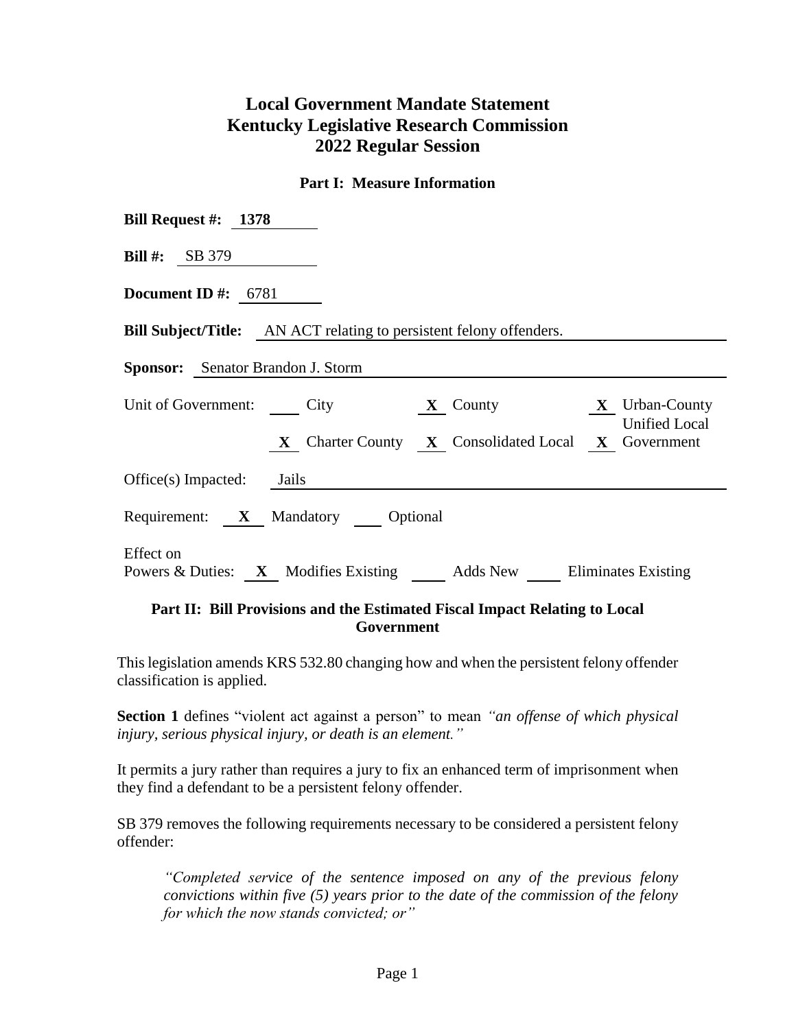# Local Government Mandate Statement
# Kentucky Legislative Research Commission
# 2022 Regular Session

## Part I: Measure Information

**Bill Request #:** **1378**

**Bill #:** SB 379

**Document ID #:** 6781

**Bill Subject/Title:** AN ACT relating to persistent felony offenders.

**Sponsor:** Senator Brandon J. Storm

Unit of Government: ___ City **X** County **X** Urban-County **X** Charter County **X** Consolidated Local **X** Unified Local Government

Office(s) Impacted: Jails

Requirement: **X** Mandatory ___ Optional

Effect on Powers & Duties: **X** Modifies Existing ___ Adds New ___ Eliminates Existing

## Part II: Bill Provisions and the Estimated Fiscal Impact Relating to Local Government

This legislation amends KRS 532.80 changing how and when the persistent felony offender classification is applied.

**Section 1** defines "violent act against a person" to mean *"an offense of which physical injury, serious physical injury, or death is an element."*

It permits a jury rather than requires a jury to fix an enhanced term of imprisonment when they find a defendant to be a persistent felony offender.

SB 379 removes the following requirements necessary to be considered a persistent felony offender:

> *"Completed service of the sentence imposed on any of the previous felony convictions within five (5) years prior to the date of the commission of the felony for which the now stands convicted; or"*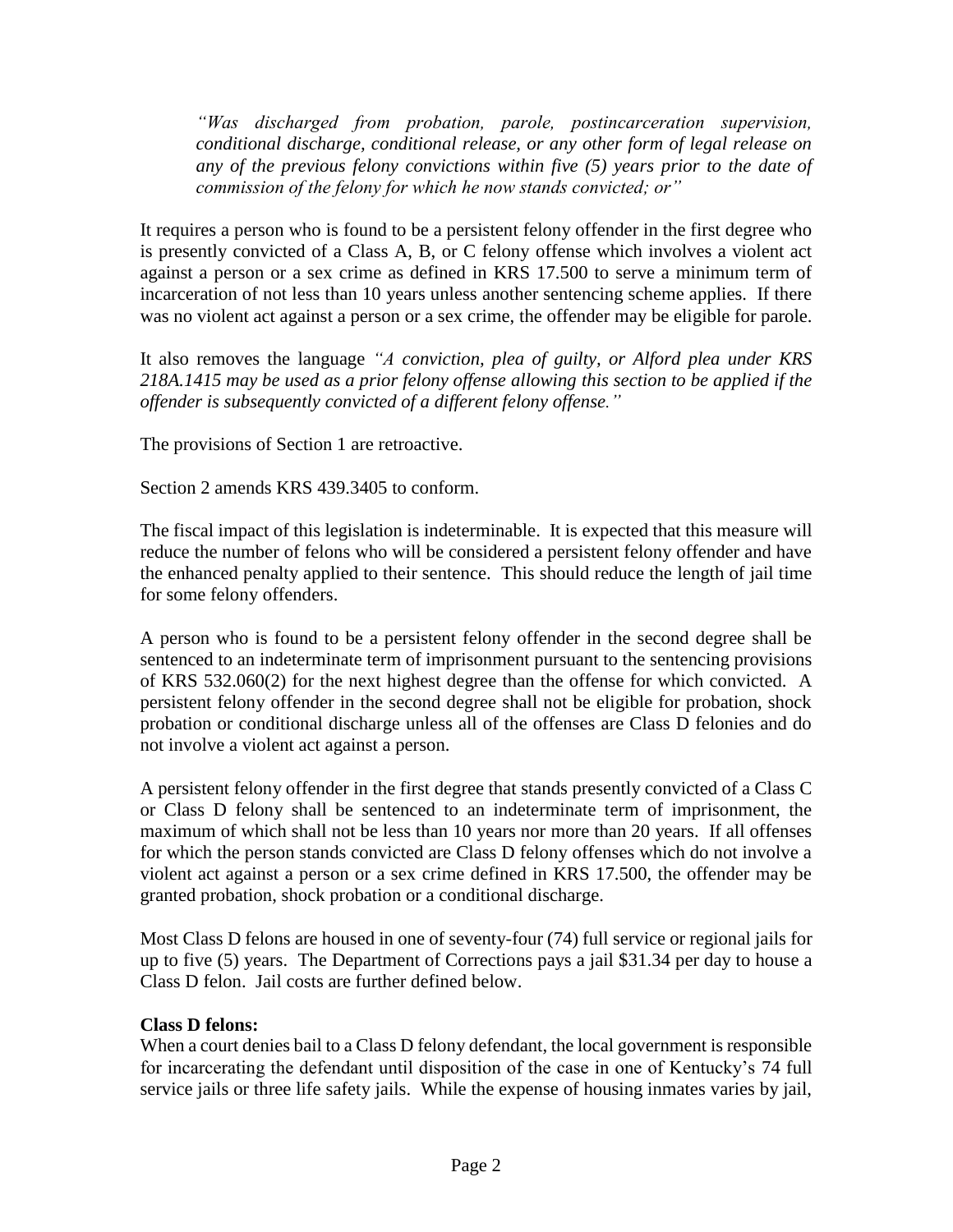> *"Was discharged from probation, parole, postincarceration supervision, conditional discharge, conditional release, or any other form of legal release on any of the previous felony convictions within five (5) years prior to the date of commission of the felony for which he now stands convicted; or"*

It requires a person who is found to be a persistent felony offender in the first degree who is presently convicted of a Class A, B, or C felony offense which involves a violent act against a person or a sex crime as defined in KRS 17.500 to serve a minimum term of incarceration of not less than 10 years unless another sentencing scheme applies. If there was no violent act against a person or a sex crime, the offender may be eligible for parole.

It also removes the language *"A conviction, plea of guilty, or Alford plea under KRS 218A.1415 may be used as a prior felony offense allowing this section to be applied if the offender is subsequently convicted of a different felony offense."*

The provisions of Section 1 are retroactive.

Section 2 amends KRS 439.3405 to conform.

The fiscal impact of this legislation is indeterminable. It is expected that this measure will reduce the number of felons who will be considered a persistent felony offender and have the enhanced penalty applied to their sentence. This should reduce the length of jail time for some felony offenders.

A person who is found to be a persistent felony offender in the second degree shall be sentenced to an indeterminate term of imprisonment pursuant to the sentencing provisions of KRS 532.060(2) for the next highest degree than the offense for which convicted. A persistent felony offender in the second degree shall not be eligible for probation, shock probation or conditional discharge unless all of the offenses are Class D felonies and do not involve a violent act against a person.

A persistent felony offender in the first degree that stands presently convicted of a Class C or Class D felony shall be sentenced to an indeterminate term of imprisonment, the maximum of which shall not be less than 10 years nor more than 20 years. If all offenses for which the person stands convicted are Class D felony offenses which do not involve a violent act against a person or a sex crime defined in KRS 17.500, the offender may be granted probation, shock probation or a conditional discharge.

Most Class D felons are housed in one of seventy-four (74) full service or regional jails for up to five (5) years. The Department of Corrections pays a jail $31.34 per day to house a Class D felon. Jail costs are further defined below.

**Class D felons:**
When a court denies bail to a Class D felony defendant, the local government is responsible for incarcerating the defendant until disposition of the case in one of Kentucky's 74 full service jails or three life safety jails. While the expense of housing inmates varies by jail,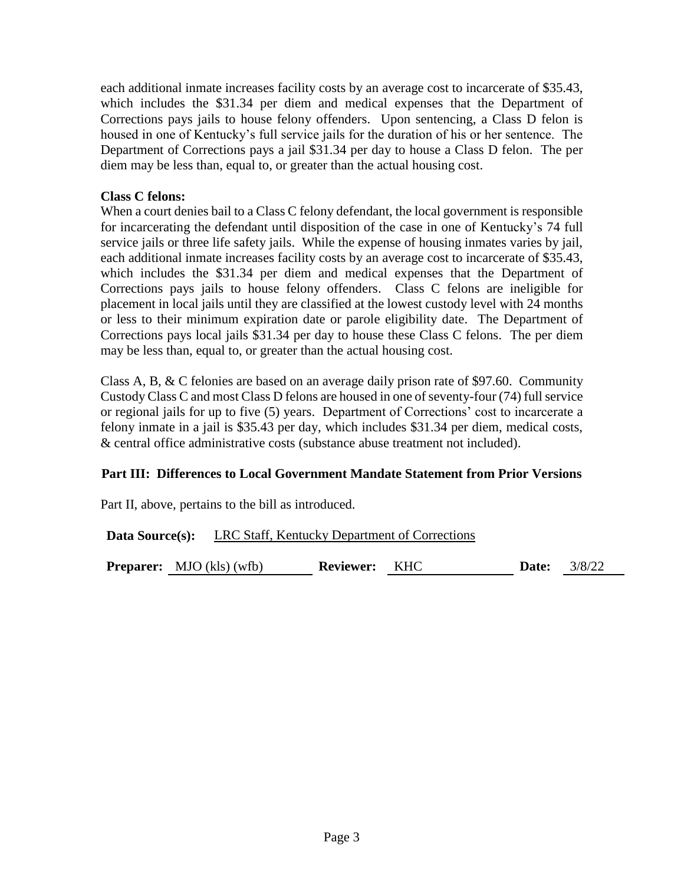each additional inmate increases facility costs by an average cost to incarcerate of $35.43, which includes the $31.34 per diem and medical expenses that the Department of Corrections pays jails to house felony offenders. Upon sentencing, a Class D felon is housed in one of Kentucky's full service jails for the duration of his or her sentence. The Department of Corrections pays a jail $31.34 per day to house a Class D felon. The per diem may be less than, equal to, or greater than the actual housing cost.

**Class C felons:**
When a court denies bail to a Class C felony defendant, the local government is responsible for incarcerating the defendant until disposition of the case in one of Kentucky's 74 full service jails or three life safety jails. While the expense of housing inmates varies by jail, each additional inmate increases facility costs by an average cost to incarcerate of $35.43, which includes the $31.34 per diem and medical expenses that the Department of Corrections pays jails to house felony offenders. Class C felons are ineligible for placement in local jails until they are classified at the lowest custody level with 24 months or less to their minimum expiration date or parole eligibility date. The Department of Corrections pays local jails $31.34 per day to house these Class C felons. The per diem may be less than, equal to, or greater than the actual housing cost.

Class A, B, & C felonies are based on an average daily prison rate of $97.60. Community Custody Class C and most Class D felons are housed in one of seventy-four (74) full service or regional jails for up to five (5) years. Department of Corrections' cost to incarcerate a felony inmate in a jail is $35.43 per day, which includes $31.34 per diem, medical costs, & central office administrative costs (substance abuse treatment not included).

**Part III: Differences to Local Government Mandate Statement from Prior Versions**

Part II, above, pertains to the bill as introduced.

**Data Source(s):** LRC Staff, Kentucky Department of Corrections

**Preparer:** MJO (kls) (wfb) **Reviewer:** KHC **Date:** 3/8/22